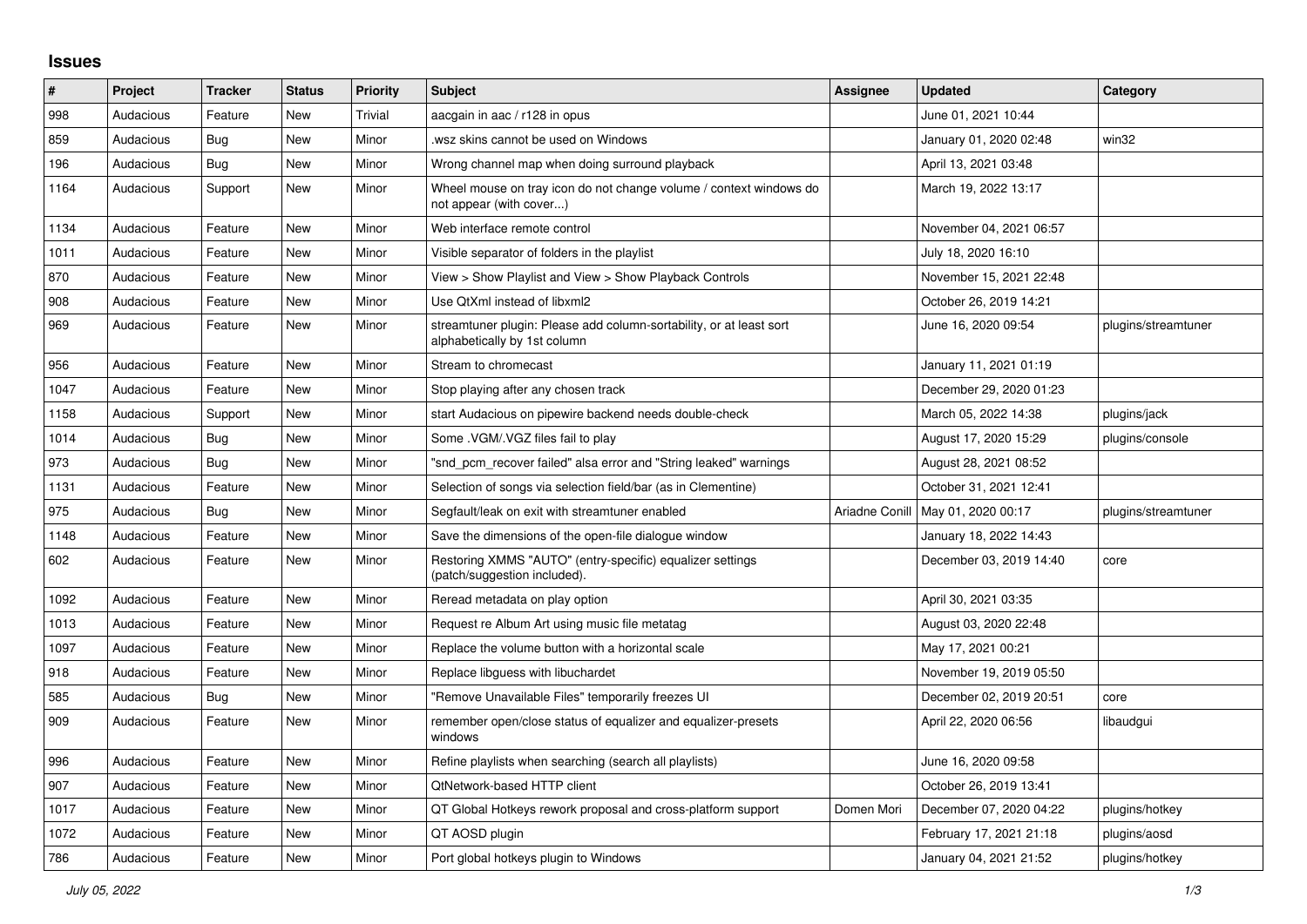# Issues

| # | Project | Tracker | Status | Priority | Subject | Assignee | Updated | Category |
|---|---|---|---|---|---|---|---|---|
| 998 | Audacious | Feature | New | Trivial | aacgain in aac / r128 in opus | | June 01, 2021 10:44 | |
| 859 | Audacious | Bug | New | Minor | .wsz skins cannot be used on Windows | | January 01, 2020 02:48 | win32 |
| 196 | Audacious | Bug | New | Minor | Wrong channel map when doing surround playback | | April 13, 2021 03:48 | |
| 1164 | Audacious | Support | New | Minor | Wheel mouse on tray icon do not change volume / context windows do not appear (with cover...) | | March 19, 2022 13:17 | |
| 1134 | Audacious | Feature | New | Minor | Web interface remote control | | November 04, 2021 06:57 | |
| 1011 | Audacious | Feature | New | Minor | Visible separator of folders in the playlist | | July 18, 2020 16:10 | |
| 870 | Audacious | Feature | New | Minor | View > Show Playlist and View > Show Playback Controls | | November 15, 2021 22:48 | |
| 908 | Audacious | Feature | New | Minor | Use QtXml instead of libxml2 | | October 26, 2019 14:21 | |
| 969 | Audacious | Feature | New | Minor | streamtuner plugin: Please add column-sortability, or at least sort alphabetically by 1st column | | June 16, 2020 09:54 | plugins/streamtuner |
| 956 | Audacious | Feature | New | Minor | Stream to chromecast | | January 11, 2021 01:19 | |
| 1047 | Audacious | Feature | New | Minor | Stop playing after any chosen track | | December 29, 2020 01:23 | |
| 1158 | Audacious | Support | New | Minor | start Audacious on pipewire backend needs double-check | | March 05, 2022 14:38 | plugins/jack |
| 1014 | Audacious | Bug | New | Minor | Some .VGM/.VGZ files fail to play | | August 17, 2020 15:29 | plugins/console |
| 973 | Audacious | Bug | New | Minor | "snd_pcm_recover failed" alsa error and "String leaked" warnings | | August 28, 2021 08:52 | |
| 1131 | Audacious | Feature | New | Minor | Selection of songs via selection field/bar (as in Clementine) | | October 31, 2021 12:41 | |
| 975 | Audacious | Bug | New | Minor | Segfault/leak on exit with streamtuner enabled | Ariadne Conill | May 01, 2020 00:17 | plugins/streamtuner |
| 1148 | Audacious | Feature | New | Minor | Save the dimensions of the open-file dialogue window | | January 18, 2022 14:43 | |
| 602 | Audacious | Feature | New | Minor | Restoring XMMS "AUTO" (entry-specific) equalizer settings (patch/suggestion included). | | December 03, 2019 14:40 | core |
| 1092 | Audacious | Feature | New | Minor | Reread metadata on play option | | April 30, 2021 03:35 | |
| 1013 | Audacious | Feature | New | Minor | Request re Album Art using music file metatag | | August 03, 2020 22:48 | |
| 1097 | Audacious | Feature | New | Minor | Replace the volume button with a horizontal scale | | May 17, 2021 00:21 | |
| 918 | Audacious | Feature | New | Minor | Replace libguess with libuchardet | | November 19, 2019 05:50 | |
| 585 | Audacious | Bug | New | Minor | "Remove Unavailable Files" temporarily freezes UI | | December 02, 2019 20:51 | core |
| 909 | Audacious | Feature | New | Minor | remember open/close status of equalizer and equalizer-presets windows | | April 22, 2020 06:56 | libaudgui |
| 996 | Audacious | Feature | New | Minor | Refine playlists when searching (search all playlists) | | June 16, 2020 09:58 | |
| 907 | Audacious | Feature | New | Minor | QtNetwork-based HTTP client | | October 26, 2019 13:41 | |
| 1017 | Audacious | Feature | New | Minor | QT Global Hotkeys rework proposal and cross-platform support | Domen Mori | December 07, 2020 04:22 | plugins/hotkey |
| 1072 | Audacious | Feature | New | Minor | QT AOSD plugin | | February 17, 2021 21:18 | plugins/aosd |
| 786 | Audacious | Feature | New | Minor | Port global hotkeys plugin to Windows | | January 04, 2021 21:52 | plugins/hotkey |

*July 05, 2022*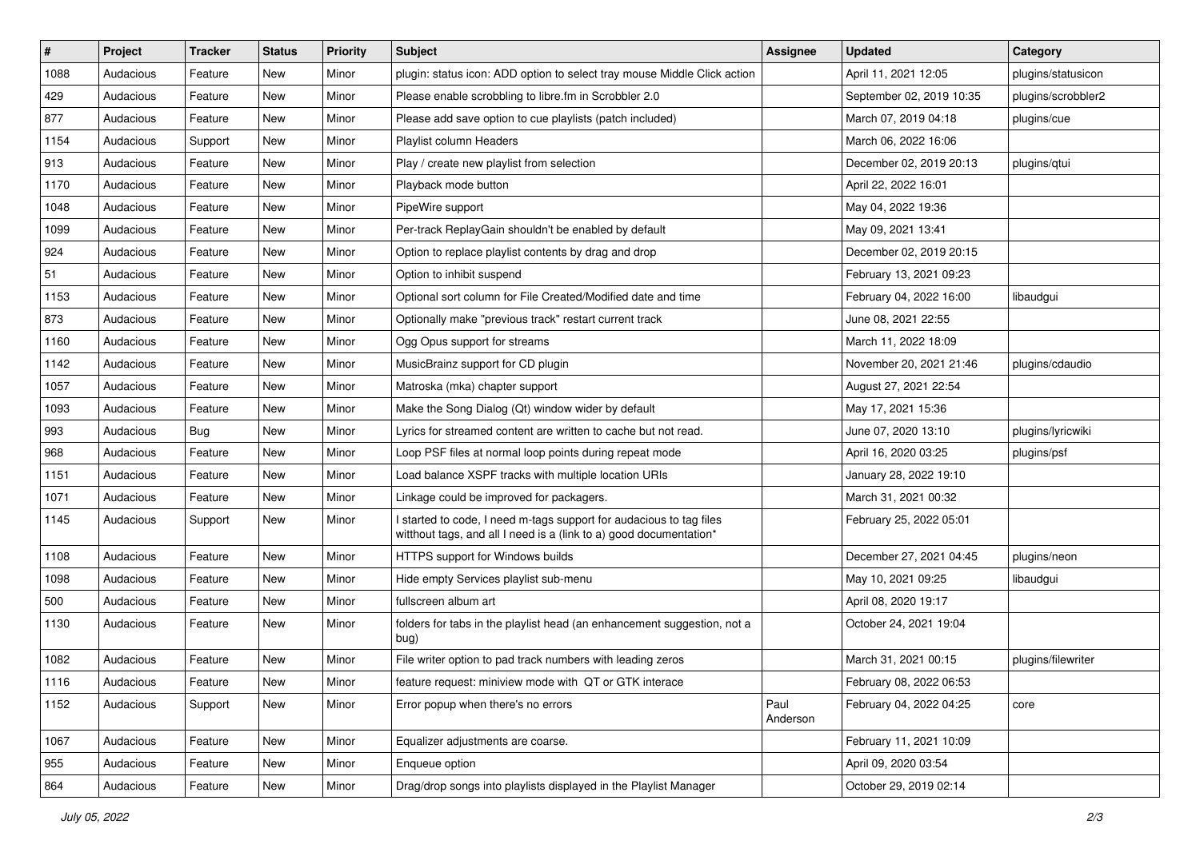| # | Project | Tracker | Status | Priority | Subject | Assignee | Updated | Category |
|---|---|---|---|---|---|---|---|---|
| 1088 | Audacious | Feature | New | Minor | plugin: status icon: ADD option to select tray mouse Middle Click action | | April 11, 2021 12:05 | plugins/statusicon |
| 429 | Audacious | Feature | New | Minor | Please enable scrobbling to libre.fm in Scrobbler 2.0 | | September 02, 2019 10:35 | plugins/scrobbler2 |
| 877 | Audacious | Feature | New | Minor | Please add save option to cue playlists (patch included) | | March 07, 2019 04:18 | plugins/cue |
| 1154 | Audacious | Support | New | Minor | Playlist column Headers | | March 06, 2022 16:06 | |
| 913 | Audacious | Feature | New | Minor | Play / create new playlist from selection | | December 02, 2019 20:13 | plugins/qtui |
| 1170 | Audacious | Feature | New | Minor | Playback mode button | | April 22, 2022 16:01 | |
| 1048 | Audacious | Feature | New | Minor | PipeWire support | | May 04, 2022 19:36 | |
| 1099 | Audacious | Feature | New | Minor | Per-track ReplayGain shouldn't be enabled by default | | May 09, 2021 13:41 | |
| 924 | Audacious | Feature | New | Minor | Option to replace playlist contents by drag and drop | | December 02, 2019 20:15 | |
| 51 | Audacious | Feature | New | Minor | Option to inhibit suspend | | February 13, 2021 09:23 | |
| 1153 | Audacious | Feature | New | Minor | Optional sort column for File Created/Modified date and time | | February 04, 2022 16:00 | libaudgui |
| 873 | Audacious | Feature | New | Minor | Optionally make "previous track" restart current track | | June 08, 2021 22:55 | |
| 1160 | Audacious | Feature | New | Minor | Ogg Opus support for streams | | March 11, 2022 18:09 | |
| 1142 | Audacious | Feature | New | Minor | MusicBrainz support for CD plugin | | November 20, 2021 21:46 | plugins/cdaudio |
| 1057 | Audacious | Feature | New | Minor | Matroska (mka) chapter support | | August 27, 2021 22:54 | |
| 1093 | Audacious | Feature | New | Minor | Make the Song Dialog (Qt) window wider by default | | May 17, 2021 15:36 | |
| 993 | Audacious | Bug | New | Minor | Lyrics for streamed content are written to cache but not read. | | June 07, 2020 13:10 | plugins/lyricwiki |
| 968 | Audacious | Feature | New | Minor | Loop PSF files at normal loop points during repeat mode | | April 16, 2020 03:25 | plugins/psf |
| 1151 | Audacious | Feature | New | Minor | Load balance XSPF tracks with multiple location URIs | | January 28, 2022 19:10 | |
| 1071 | Audacious | Feature | New | Minor | Linkage could be improved for packagers. | | March 31, 2021 00:32 | |
| 1145 | Audacious | Support | New | Minor | I started to code, I need m-tags support for audacious to tag files witthout tags, and all I need is a (link to a) good documentation* | | February 25, 2022 05:01 | |
| 1108 | Audacious | Feature | New | Minor | HTTPS support for Windows builds | | December 27, 2021 04:45 | plugins/neon |
| 1098 | Audacious | Feature | New | Minor | Hide empty Services playlist sub-menu | | May 10, 2021 09:25 | libaudgui |
| 500 | Audacious | Feature | New | Minor | fullscreen album art | | April 08, 2020 19:17 | |
| 1130 | Audacious | Feature | New | Minor | folders for tabs in the playlist head (an enhancement suggestion, not a bug) | | October 24, 2021 19:04 | |
| 1082 | Audacious | Feature | New | Minor | File writer option to pad track numbers with leading zeros | | March 31, 2021 00:15 | plugins/filewriter |
| 1116 | Audacious | Feature | New | Minor | feature request: miniview mode with QT or GTK interace | | February 08, 2022 06:53 | |
| 1152 | Audacious | Support | New | Minor | Error popup when there's no errors | Paul Anderson | February 04, 2022 04:25 | core |
| 1067 | Audacious | Feature | New | Minor | Equalizer adjustments are coarse. | | February 11, 2021 10:09 | |
| 955 | Audacious | Feature | New | Minor | Enqueue option | | April 09, 2020 03:54 | |
| 864 | Audacious | Feature | New | Minor | Drag/drop songs into playlists displayed in the Playlist Manager | | October 29, 2019 02:14 | |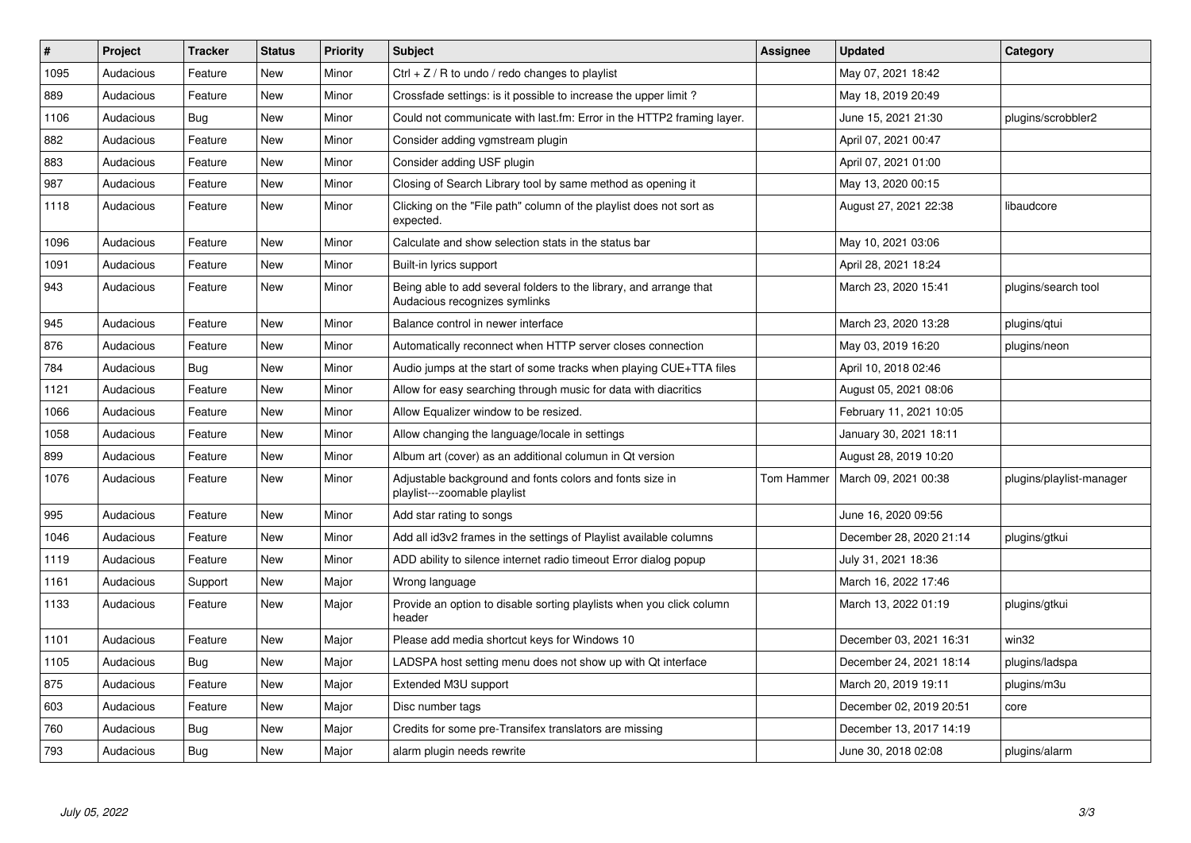| # | Project | Tracker | Status | Priority | Subject | Assignee | Updated | Category |
|---|---|---|---|---|---|---|---|---|
| 1095 | Audacious | Feature | New | Minor | Ctrl + Z / R to undo / redo changes to playlist | | May 07, 2021 18:42 | |
| 889 | Audacious | Feature | New | Minor | Crossfade settings: is it possible to increase the upper limit ? | | May 18, 2019 20:49 | |
| 1106 | Audacious | Bug | New | Minor | Could not communicate with last.fm: Error in the HTTP2 framing layer. | | June 15, 2021 21:30 | plugins/scrobbler2 |
| 882 | Audacious | Feature | New | Minor | Consider adding vgmstream plugin | | April 07, 2021 00:47 | |
| 883 | Audacious | Feature | New | Minor | Consider adding USF plugin | | April 07, 2021 01:00 | |
| 987 | Audacious | Feature | New | Minor | Closing of Search Library tool by same method as opening it | | May 13, 2020 00:15 | |
| 1118 | Audacious | Feature | New | Minor | Clicking on the "File path" column of the playlist does not sort as expected. | | August 27, 2021 22:38 | libaudcore |
| 1096 | Audacious | Feature | New | Minor | Calculate and show selection stats in the status bar | | May 10, 2021 03:06 | |
| 1091 | Audacious | Feature | New | Minor | Built-in lyrics support | | April 28, 2021 18:24 | |
| 943 | Audacious | Feature | New | Minor | Being able to add several folders to the library, and arrange that Audacious recognizes symlinks | | March 23, 2020 15:41 | plugins/search tool |
| 945 | Audacious | Feature | New | Minor | Balance control in newer interface | | March 23, 2020 13:28 | plugins/qtui |
| 876 | Audacious | Feature | New | Minor | Automatically reconnect when HTTP server closes connection | | May 03, 2019 16:20 | plugins/neon |
| 784 | Audacious | Bug | New | Minor | Audio jumps at the start of some tracks when playing CUE+TTA files | | April 10, 2018 02:46 | |
| 1121 | Audacious | Feature | New | Minor | Allow for easy searching through music for data with diacritics | | August 05, 2021 08:06 | |
| 1066 | Audacious | Feature | New | Minor | Allow Equalizer window to be resized. | | February 11, 2021 10:05 | |
| 1058 | Audacious | Feature | New | Minor | Allow changing the language/locale in settings | | January 30, 2021 18:11 | |
| 899 | Audacious | Feature | New | Minor | Album art (cover) as an additional columun in Qt version | | August 28, 2019 10:20 | |
| 1076 | Audacious | Feature | New | Minor | Adjustable background and fonts colors and fonts size in playlist---zoomable playlist | Tom Hammer | March 09, 2021 00:38 | plugins/playlist-manager |
| 995 | Audacious | Feature | New | Minor | Add star rating to songs | | June 16, 2020 09:56 | |
| 1046 | Audacious | Feature | New | Minor | Add all id3v2 frames in the settings of Playlist available columns | | December 28, 2020 21:14 | plugins/gtkui |
| 1119 | Audacious | Feature | New | Minor | ADD ability to silence internet radio timeout Error dialog popup | | July 31, 2021 18:36 | |
| 1161 | Audacious | Support | New | Major | Wrong language | | March 16, 2022 17:46 | |
| 1133 | Audacious | Feature | New | Major | Provide an option to disable sorting playlists when you click column header | | March 13, 2022 01:19 | plugins/gtkui |
| 1101 | Audacious | Feature | New | Major | Please add media shortcut keys for Windows 10 | | December 03, 2021 16:31 | win32 |
| 1105 | Audacious | Bug | New | Major | LADSPA host setting menu does not show up with Qt interface | | December 24, 2021 18:14 | plugins/ladspa |
| 875 | Audacious | Feature | New | Major | Extended M3U support | | March 20, 2019 19:11 | plugins/m3u |
| 603 | Audacious | Feature | New | Major | Disc number tags | | December 02, 2019 20:51 | core |
| 760 | Audacious | Bug | New | Major | Credits for some pre-Transifex translators are missing | | December 13, 2017 14:19 | |
| 793 | Audacious | Bug | New | Major | alarm plugin needs rewrite | | June 30, 2018 02:08 | plugins/alarm |

*July 05, 2022*